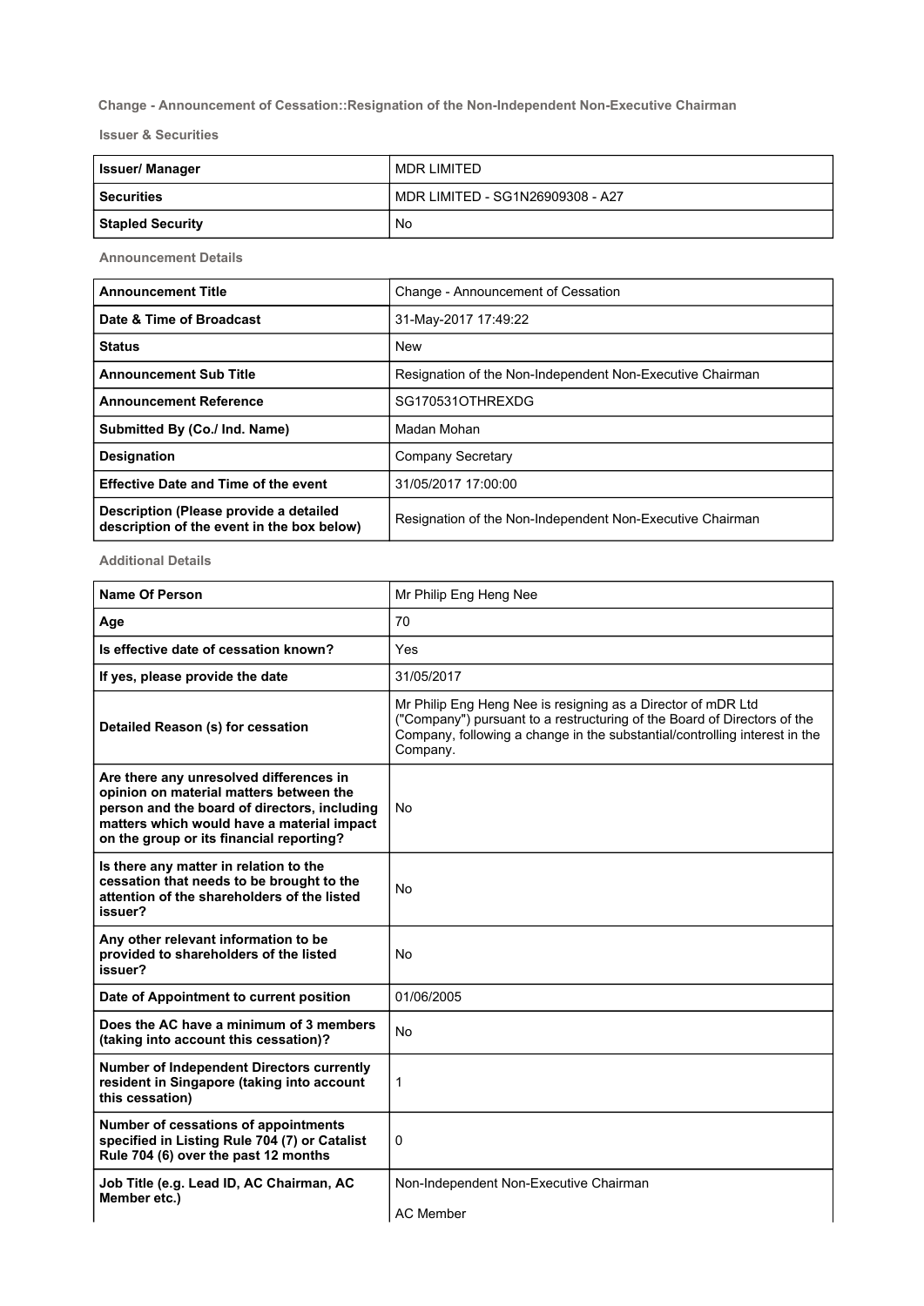**Change - Announcement of Cessation::Resignation of the Non-Independent Non-Executive Chairman**

**Issuer & Securities**

| Issuer/ Manager | MDR LIMITED |
|---|---|
| Securities | MDR LIMITED - SG1N26909308 - A27 |
| Stapled Security | No |

**Announcement Details**

| Announcement Title | Change - Announcement of Cessation |
|---|---|
| Date & Time of Broadcast | 31-May-2017 17:49:22 |
| Status | New |
| Announcement Sub Title | Resignation of the Non-Independent Non-Executive Chairman |
| Announcement Reference | SG170531OTHREXDG |
| Submitted By (Co./ Ind. Name) | Madan Mohan |
| Designation | Company Secretary |
| Effective Date and Time of the event | 31/05/2017 17:00:00 |
| Description (Please provide a detailed description of the event in the box below) | Resignation of the Non-Independent Non-Executive Chairman |

**Additional Details**

| Name Of Person | Mr Philip Eng Heng Nee |
|---|---|
| Age | 70 |
| Is effective date of cessation known? | Yes |
| If yes, please provide the date | 31/05/2017 |
| Detailed Reason (s) for cessation | Mr Philip Eng Heng Nee is resigning as a Director of mDR Ltd ("Company") pursuant to a restructuring of the Board of Directors of the Company, following a change in the substantial/controlling interest in the Company. |
| Are there any unresolved differences in opinion on material matters between the person and the board of directors, including matters which would have a material impact on the group or its financial reporting? | No |
| Is there any matter in relation to the cessation that needs to be brought to the attention of the shareholders of the listed issuer? | No |
| Any other relevant information to be provided to shareholders of the listed issuer? | No |
| Date of Appointment to current position | 01/06/2005 |
| Does the AC have a minimum of 3 members (taking into account this cessation)? | No |
| Number of Independent Directors currently resident in Singapore (taking into account this cessation) | 1 |
| Number of cessations of appointments specified in Listing Rule 704 (7) or Catalist Rule 704 (6) over the past 12 months | 0 |
| Job Title (e.g. Lead ID, AC Chairman, AC Member etc.) | Non-Independent Non-Executive Chairman<br><br>AC Member |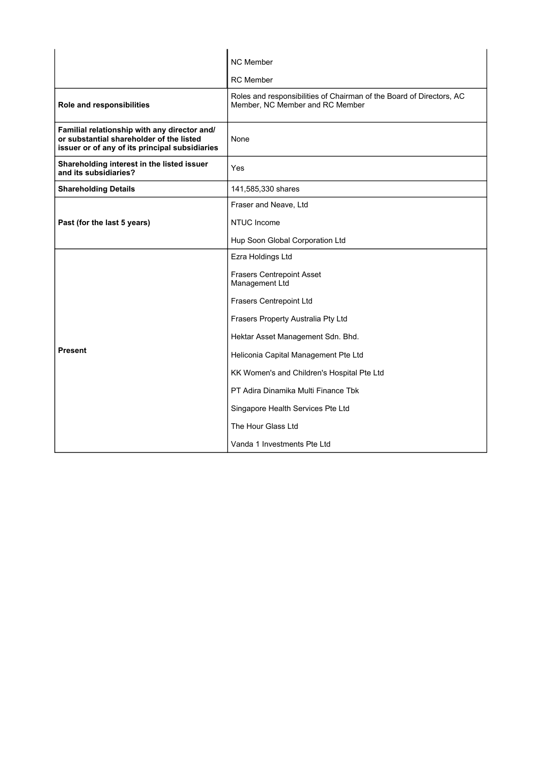| | |
|---|---|
| | NC Member<br><br>RC Member |
| **Role and responsibilities** | Roles and responsibilities of Chairman of the Board of Directors, AC Member, NC Member and RC Member |
| **Familial relationship with any director and/ or substantial shareholder of the listed issuer or of any of its principal subsidiaries** | None |
| **Shareholding interest in the listed issuer and its subsidiaries?** | Yes |
| **Shareholding Details** | 141,585,330 shares |
| **Past (for the last 5 years)** | Fraser and Neave, Ltd<br><br>NTUC Income<br><br>Hup Soon Global Corporation Ltd |
| **Present** | Ezra Holdings Ltd<br><br>Frasers Centrepoint Asset Management Ltd<br><br>Frasers Centrepoint Ltd<br><br>Frasers Property Australia Pty Ltd<br><br>Hektar Asset Management Sdn. Bhd.<br><br>Heliconia Capital Management Pte Ltd<br><br>KK Women's and Children's Hospital Pte Ltd<br><br>PT Adira Dinamika Multi Finance Tbk<br><br>Singapore Health Services Pte Ltd<br><br>The Hour Glass Ltd<br><br>Vanda 1 Investments Pte Ltd |